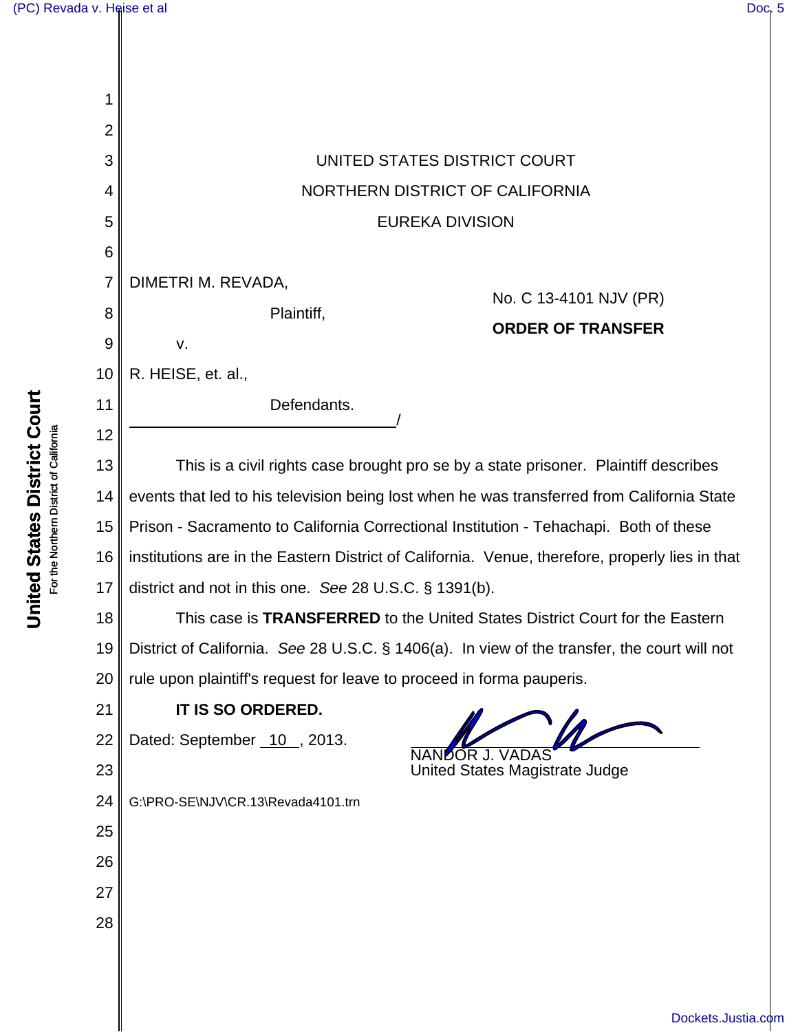UNITED STATES DISTRICT COURT

NORTHERN DISTRICT OF CALIFORNIA

EUREKA DIVISION

DIMETRI M. REVADA,

Plaintiff,

v.

R. HEISE, et. al.,

Defendants.

/

No. C 13-4101 NJV (PR)

**ORDER OF TRANSFER**

This is a civil rights case brought pro se by a state prisoner. Plaintiff describes events that led to his television being lost when he was transferred from California State Prison - Sacramento to California Correctional Institution - Tehachapi. Both of these institutions are in the Eastern District of California. Venue, therefore, properly lies in that district and not in this one. *See* 28 U.S.C. § 1391(b).

This case is **TRANSFERRED** to the United States District Court for the Eastern District of California. *See* 28 U.S.C. § 1406(a). In view of the transfer, the court will not rule upon plaintiff's request for leave to proceed in forma pauperis.

**IT IS SO ORDERED.**

Dated: September 10, 2013.

NANDOR J. VADAS
United States Magistrate Judge

G:\PRO-SE\NJV\CR.13\Revada4101.trn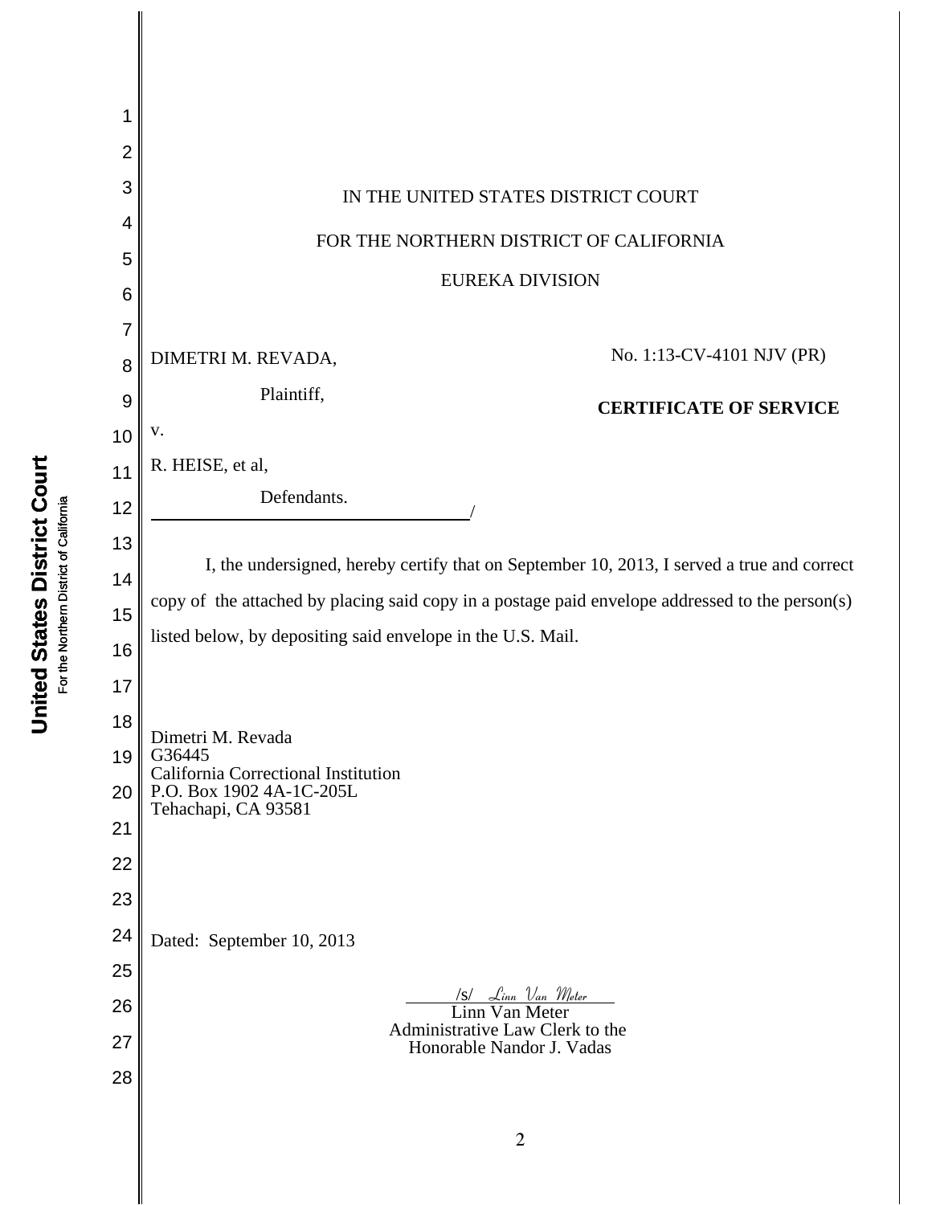IN THE UNITED STATES DISTRICT COURT

FOR THE NORTHERN DISTRICT OF CALIFORNIA

EUREKA DIVISION

DIMETRI M. REVADA,

Plaintiff,

v.

R. HEISE, et al,

Defendants.

/

No. 1:13-CV-4101 NJV (PR)

**CERTIFICATE OF SERVICE**

I, the undersigned, hereby certify that on September 10, 2013, I served a true and correct copy of the attached by placing said copy in a postage paid envelope addressed to the person(s) listed below, by depositing said envelope in the U.S. Mail.

Dimetri M. Revada
G36445
California Correctional Institution
P.O. Box 1902 4A-1C-205L
Tehachapi, CA 93581

Dated: September 10, 2013

/s/ Linn Van Meter
Linn Van Meter
Administrative Law Clerk to the
Honorable Nandor J. Vadas